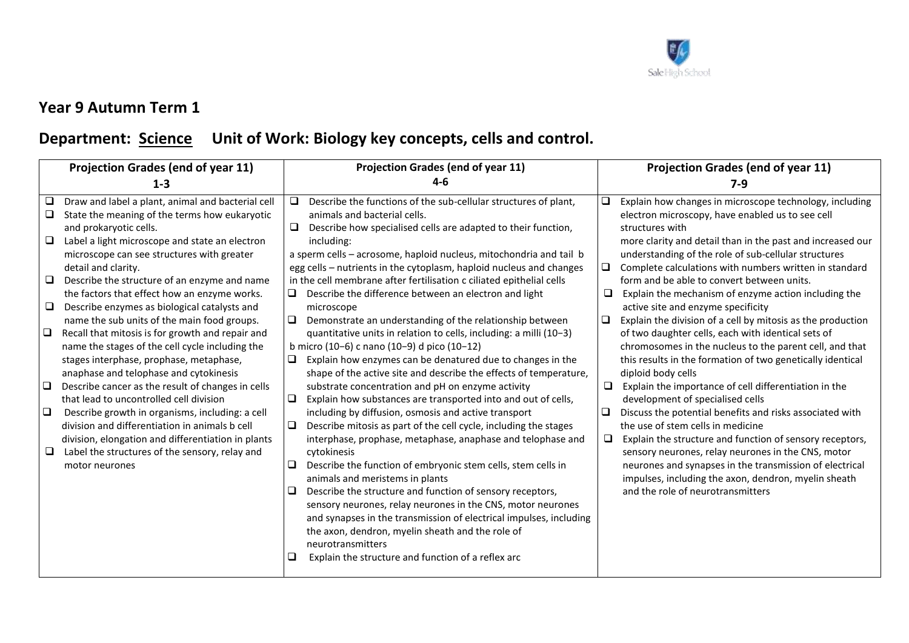## Year 9 Autumn Term 1

## Department: Science Unit of Work: Biology key concepts, cells and control.

| Projection Grades (end of year 11) 1-3 | Projection Grades (end of year 11) 4-6 | Projection Grades (end of year 11) 7-9 |
|---|---|---|
| ❑ Draw and label a plant, animal and bacterial cell<br>❑ State the meaning of the terms how eukaryotic and prokaryotic cells.<br>❑ Label a light microscope and state an electron microscope can see structures with greater detail and clarity.<br>❑ Describe the structure of an enzyme and name the factors that effect how an enzyme works.<br>❑ Describe enzymes as biological catalysts and name the sub units of the main food groups.<br>❑ Recall that mitosis is for growth and repair and name the stages of the cell cycle including the stages interphase, prophase, metaphase, anaphase and telophase and cytokinesis<br>❑ Describe cancer as the result of changes in cells that lead to uncontrolled cell division<br>❑ Describe growth in organisms, including: a cell division and differentiation in animals b cell division, elongation and differentiation in plants<br>❑ Label the structures of the sensory, relay and motor neurones | ❑ Describe the functions of the sub-cellular structures of plant, animals and bacterial cells.<br>❑ Describe how specialised cells are adapted to their function, including:<br>a sperm cells – acrosome, haploid nucleus, mitochondria and tail b egg cells – nutrients in the cytoplasm, haploid nucleus and changes in the cell membrane after fertilisation c ciliated epithelial cells<br>❑ Describe the difference between an electron and light microscope<br>❑ Demonstrate an understanding of the relationship between quantitative units in relation to cells, including: a milli ($10^{-3}$) b micro ($10^{-6}$) c nano ($10^{-9}$) d pico ($10^{-12}$)<br>❑ Explain how enzymes can be denatured due to changes in the shape of the active site and describe the effects of temperature, substrate concentration and pH on enzyme activity<br>❑ Explain how substances are transported into and out of cells, including by diffusion, osmosis and active transport<br>❑ Describe mitosis as part of the cell cycle, including the stages interphase, prophase, metaphase, anaphase and telophase and cytokinesis<br>❑ Describe the function of embryonic stem cells, stem cells in animals and meristems in plants<br>❑ Describe the structure and function of sensory receptors, sensory neurones, relay neurones in the CNS, motor neurones and synapses in the transmission of electrical impulses, including the axon, dendron, myelin sheath and the role of neurotransmitters<br>❑ Explain the structure and function of a reflex arc | ❑ Explain how changes in microscope technology, including electron microscopy, have enabled us to see cell structures with more clarity and detail than in the past and increased our understanding of the role of sub-cellular structures<br>❑ Complete calculations with numbers written in standard form and be able to convert between units.<br>❑ Explain the mechanism of enzyme action including the active site and enzyme specificity<br>❑ Explain the division of a cell by mitosis as the production of two daughter cells, each with identical sets of chromosomes in the nucleus to the parent cell, and that this results in the formation of two genetically identical diploid body cells<br>❑ Explain the importance of cell differentiation in the development of specialised cells<br>❑ Discuss the potential benefits and risks associated with the use of stem cells in medicine<br>❑ Explain the structure and function of sensory receptors, sensory neurones, relay neurones in the CNS, motor neurones and synapses in the transmission of electrical impulses, including the axon, dendron, myelin sheath and the role of neurotransmitters |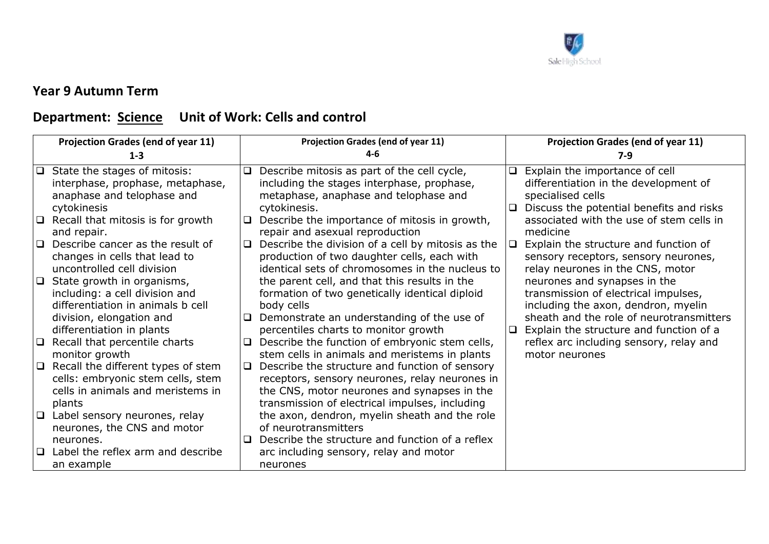## Year 9 Autumn Term

## Department: <u>Science</u> Unit of Work: Cells and control

| Projection Grades (end of year 11) 1-3 | Projection Grades (end of year 11) 4-6 | Projection Grades (end of year 11) 7-9 |
|---|---|---|
| ❑ State the stages of mitosis: interphase, prophase, metaphase, anaphase and telophase and cytokinesis<br>❑ Recall that mitosis is for growth and repair.<br>❑ Describe cancer as the result of changes in cells that lead to uncontrolled cell division<br>❑ State growth in organisms, including: a cell division and differentiation in animals b cell division, elongation and differentiation in plants<br>❑ Recall that percentile charts monitor growth<br>❑ Recall the different types of stem cells: embryonic stem cells, stem cells in animals and meristems in plants<br>❑ Label sensory neurones, relay neurones, the CNS and motor neurones.<br>❑ Label the reflex arm and describe an example | ❑ Describe mitosis as part of the cell cycle, including the stages interphase, prophase, metaphase, anaphase and telophase and cytokinesis.<br>❑ Describe the importance of mitosis in growth, repair and asexual reproduction<br>❑ Describe the division of a cell by mitosis as the production of two daughter cells, each with identical sets of chromosomes in the nucleus to the parent cell, and that this results in the formation of two genetically identical diploid body cells<br>❑ Demonstrate an understanding of the use of percentiles charts to monitor growth<br>❑ Describe the function of embryonic stem cells, stem cells in animals and meristems in plants<br>❑ Describe the structure and function of sensory receptors, sensory neurones, relay neurones in the CNS, motor neurones and synapses in the transmission of electrical impulses, including the axon, dendron, myelin sheath and the role of neurotransmitters<br>❑ Describe the structure and function of a reflex arc including sensory, relay and motor neurones | ❑ Explain the importance of cell differentiation in the development of specialised cells<br>❑ Discuss the potential benefits and risks associated with the use of stem cells in medicine<br>❑ Explain the structure and function of sensory receptors, sensory neurones, relay neurones in the CNS, motor neurones and synapses in the transmission of electrical impulses, including the axon, dendron, myelin sheath and the role of neurotransmitters<br>❑ Explain the structure and function of a reflex arc including sensory, relay and motor neurones |